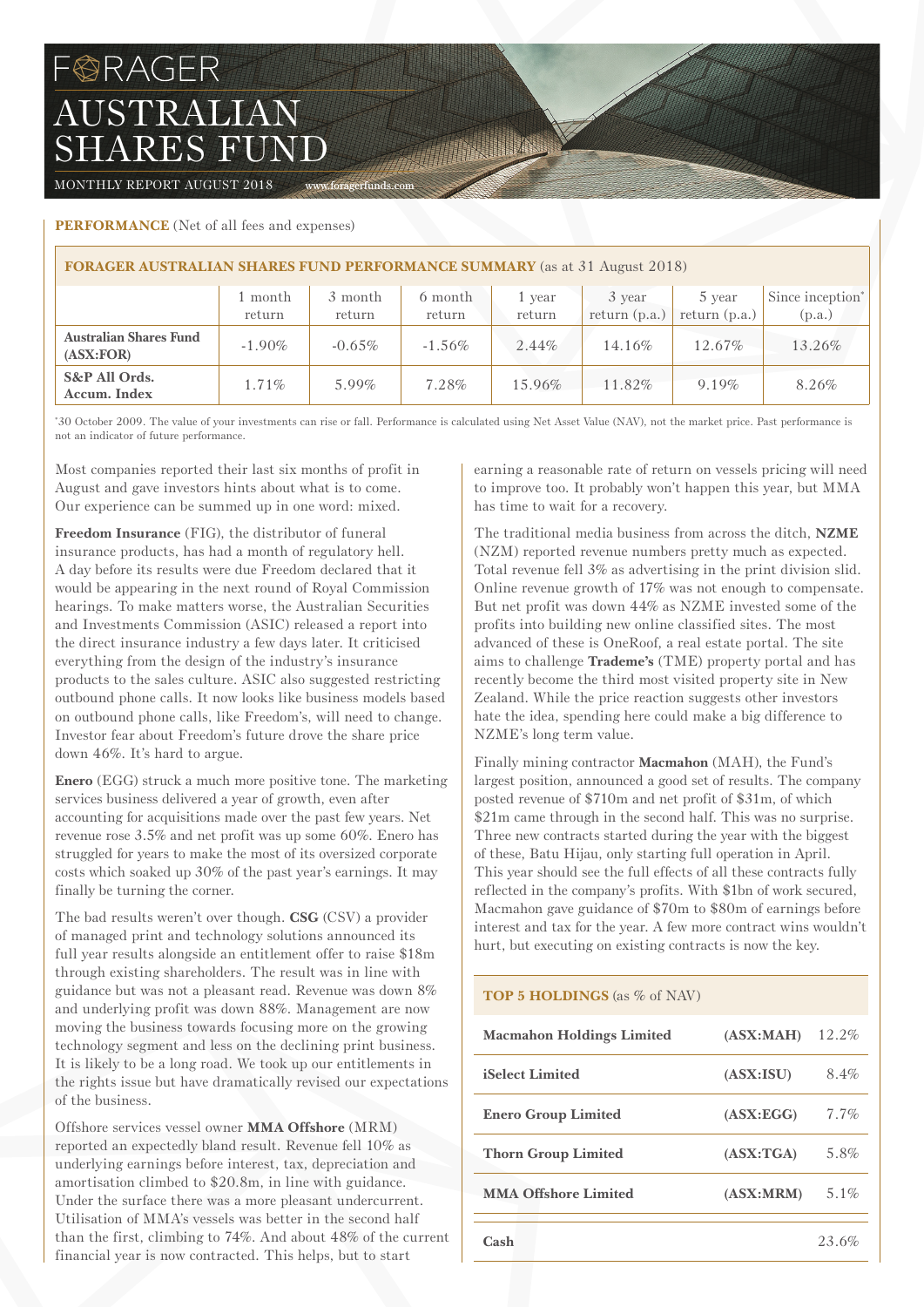# FORAGER AUSTRALIAN SHARES FUND

MONTHLY REPORT AUGUST 2018 www.foragerfunds.com

**PERFORMANCE** (Net of all fees and expenses)

| **FORAGER AUSTRALIAN SHARES FUND PERFORMANCE SUMMARY** (as at 31 August 2018) | | | | | | | |
|---|---|---|---|---|---|---|---|
| | 1 month return | 3 month return | 6 month return | 1 year return | 3 year return (p.a.) | 5 year return (p.a.) | Since inception* (p.a.) |
| **Australian Shares Fund (ASX:FOR)** | -1.90% | -0.65% | -1.56% | 2.44% | 14.16% | 12.67% | 13.26% |
| **S&P All Ords. Accum. Index** | 1.71% | 5.99% | 7.28% | 15.96% | 11.82% | 9.19% | 8.26% |

*30 October 2009. The value of your investments can rise or fall. Performance is calculated using Net Asset Value (NAV), not the market price. Past performance is not an indicator of future performance.

Most companies reported their last six months of profit in August and gave investors hints about what is to come. Our experience can be summed up in one word: mixed.

**Freedom Insurance** (FIG), the distributor of funeral insurance products, has had a month of regulatory hell. A day before its results were due Freedom declared that it would be appearing in the next round of Royal Commission hearings. To make matters worse, the Australian Securities and Investments Commission (ASIC) released a report into the direct insurance industry a few days later. It criticised everything from the design of the industry's insurance products to the sales culture. ASIC also suggested restricting outbound phone calls. It now looks like business models based on outbound phone calls, like Freedom's, will need to change. Investor fear about Freedom's future drove the share price down 46%. It's hard to argue.

**Enero** (EGG) struck a much more positive tone. The marketing services business delivered a year of growth, even after accounting for acquisitions made over the past few years. Net revenue rose 3.5% and net profit was up some 60%. Enero has struggled for years to make the most of its oversized corporate costs which soaked up 30% of the past year's earnings. It may finally be turning the corner.

The bad results weren't over though. **CSG** (CSV) a provider of managed print and technology solutions announced its full year results alongside an entitlement offer to raise $18m through existing shareholders. The result was in line with guidance but was not a pleasant read. Revenue was down 8% and underlying profit was down 88%. Management are now moving the business towards focusing more on the growing technology segment and less on the declining print business. It is likely to be a long road. We took up our entitlements in the rights issue but have dramatically revised our expectations of the business.

Offshore services vessel owner **MMA Offshore** (MRM) reported an expectedly bland result. Revenue fell 10% as underlying earnings before interest, tax, depreciation and amortisation climbed to $20.8m, in line with guidance. Under the surface there was a more pleasant undercurrent. Utilisation of MMA's vessels was better in the second half than the first, climbing to 74%. And about 48% of the current financial year is now contracted. This helps, but to start earning a reasonable rate of return on vessels pricing will need to improve too. It probably won't happen this year, but MMA has time to wait for a recovery.

The traditional media business from across the ditch, **NZME** (NZM) reported revenue numbers pretty much as expected. Total revenue fell 3% as advertising in the print division slid. Online revenue growth of 17% was not enough to compensate. But net profit was down 44% as NZME invested some of the profits into building new online classified sites. The most advanced of these is OneRoof, a real estate portal. The site aims to challenge **Trademe's** (TME) property portal and has recently become the third most visited property site in New Zealand. While the price reaction suggests other investors hate the idea, spending here could make a big difference to NZME's long term value.

Finally mining contractor **Macmahon** (MAH), the Fund's largest position, announced a good set of results. The company posted revenue of $710m and net profit of $31m, of which $21m came through in the second half. This was no surprise. Three new contracts started during the year with the biggest of these, Batu Hijau, only starting full operation in April. This year should see the full effects of all these contracts fully reflected in the company's profits. With $1bn of work secured, Macmahon gave guidance of $70m to $80m of earnings before interest and tax for the year. A few more contract wins wouldn't hurt, but executing on existing contracts is now the key.

| **TOP 5 HOLDINGS** (as % of NAV) | | |
|---|---|---|
| **Macmahon Holdings Limited** | **(ASX:MAH)** | 12.2% |
| **iSelect Limited** | **(ASX:ISU)** | 8.4% |
| **Enero Group Limited** | **(ASX:EGG)** | 7.7% |
| **Thorn Group Limited** | **(ASX:TGA)** | 5.8% |
| **MMA Offshore Limited** | **(ASX:MRM)** | 5.1% |
| **Cash** | | 23.6% |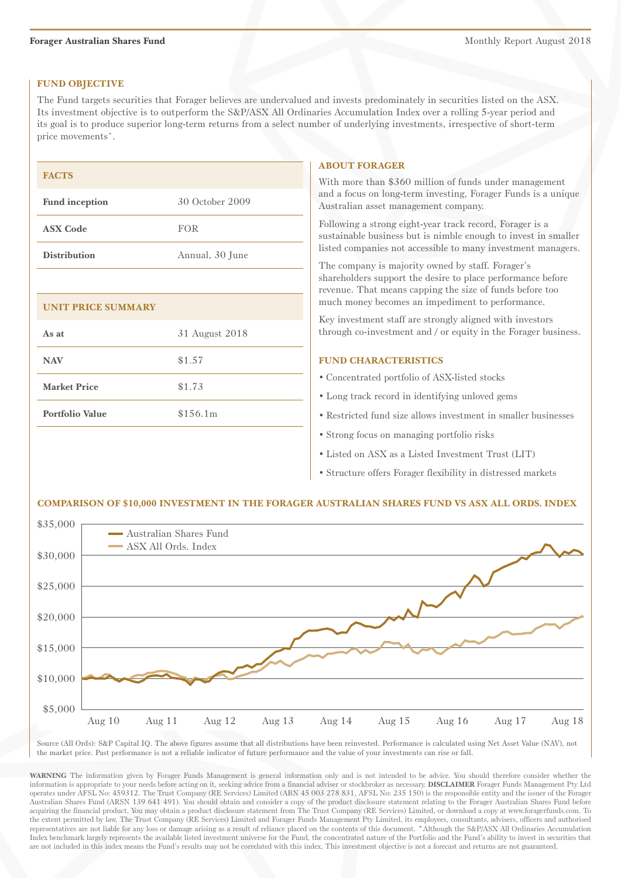Forager Australian Shares Fund

Monthly Report August 2018

## FUND OBJECTIVE

The Fund targets securities that Forager believes are undervalued and invests predominately in securities listed on the ASX. Its investment objective is to outperform the S&P/ASX All Ordinaries Accumulation Index over a rolling 5-year period and its goal is to produce superior long-term returns from a select number of underlying investments, irrespective of short-term price movements^.

| FACTS | |
|---|---|
| **Fund inception** | 30 October 2009 |
| **ASX Code** | FOR |
| **Distribution** | Annual, 30 June |

| UNIT PRICE SUMMARY | |
|---|---|
| **As at** | 31 August 2018 |
| **NAV** | $1.57 |
| **Market Price** | $1.73 |
| **Portfolio Value** | $156.1m |

## ABOUT FORAGER

With more than $360 million of funds under management and a focus on long-term investing, Forager Funds is a unique Australian asset management company.

Following a strong eight-year track record, Forager is a sustainable business but is nimble enough to invest in smaller listed companies not accessible to many investment managers.

The company is majority owned by staff. Forager's shareholders support the desire to place performance before revenue. That means capping the size of funds before too much money becomes an impediment to performance.

Key investment staff are strongly aligned with investors through co-investment and / or equity in the Forager business.

## FUND CHARACTERISTICS

- Concentrated portfolio of ASX-listed stocks
- Long track record in identifying unloved gems
- Restricted fund size allows investment in smaller businesses
- Strong focus on managing portfolio risks
- Listed on ASX as a Listed Investment Trust (LIT)
- Structure offers Forager flexibility in distressed markets

## COMPARISON OF $10,000 INVESTMENT IN THE FORAGER AUSTRALIAN SHARES FUND VS ASX ALL ORDS. INDEX

Australian Shares Fund
ASX All Ords. Index

$35,000
$30,000
$25,000
$20,000
$15,000
$10,000
$5,000

Aug 10 Aug 11 Aug 12 Aug 13 Aug 14 Aug 15 Aug 16 Aug 17 Aug 18

Source (All Ords): S&P Capital IQ. The above figures assume that all distributions have been reinvested. Performance is calculated using Net Asset Value (NAV), not the market price. Past performance is not a reliable indicator of future performance and the value of your investments can rise or fall.

**WARNING** The information given by Forager Funds Management is general information only and is not intended to be advice. You should therefore consider whether the information is appropriate to your needs before acting on it, seeking advice from a financial adviser or stockbroker as necessary. **DISCLAIMER** Forager Funds Management Pty Ltd operates under AFSL No: 459312. The Trust Company (RE Services) Limited (ABN 45 003 278 831, AFSL No: 235 150) is the responsible entity and the issuer of the Forager Australian Shares Fund (ARSN 139 641 491). You should obtain and consider a copy of the product disclosure statement relating to the Forager Australian Shares Fund before acquiring the financial product. You may obtain a product disclosure statement from The Trust Company (RE Services) Limited, or download a copy at www.foragerfunds.com. To the extent permitted by law, The Trust Company (RE Services) Limited and Forager Funds Management Pty Limited, its employees, consultants, advisers, officers and authorised representatives are not liable for any loss or damage arising as a result of reliance placed on the contents of this document. ^Although the S&P/ASX All Ordinaries Accumulation Index benchmark largely represents the available listed investment universe for the Fund, the concentrated nature of the Portfolio and the Fund's ability to invest in securities that are not included in this index means the Fund's results may not be correlated with this index. This investment objective is not a forecast and returns are not guaranteed.